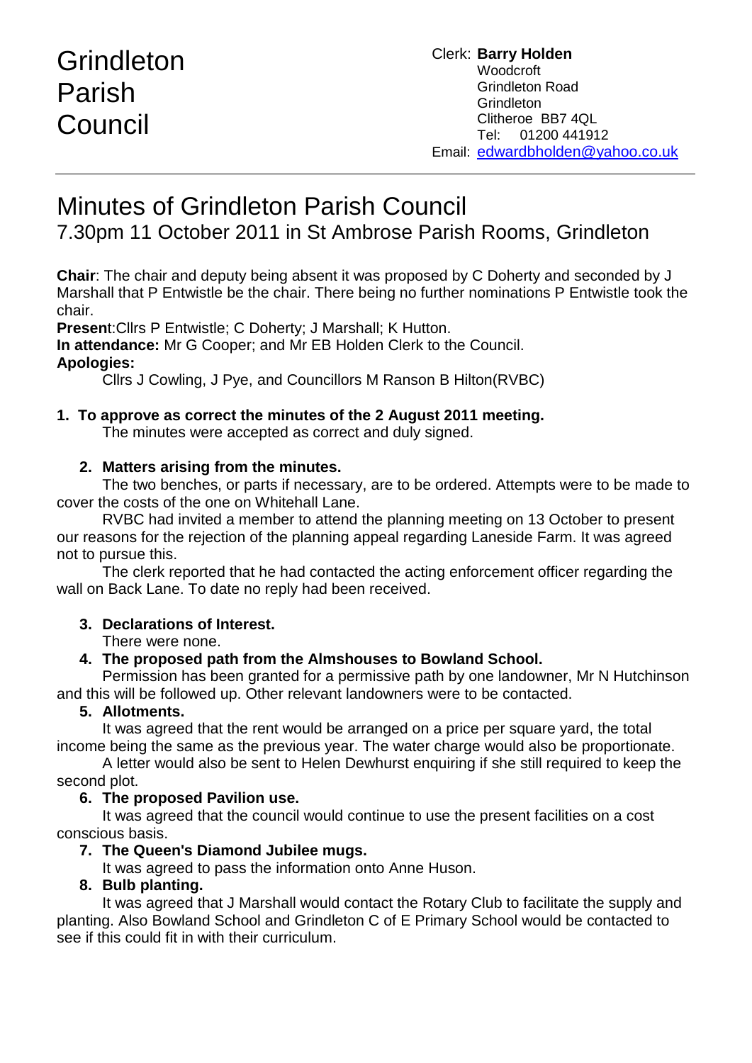# Grindleton Parish Council

Clerk: **Barry Holden**
Woodcroft
Grindleton Road
Grindleton
Clitheroe BB7 4QL
Tel: 01200 441912
Email: edwardbholden@yahoo.co.uk

---

# Minutes of Grindleton Parish Council

## 7.30pm 11 October 2011 in St Ambrose Parish Rooms, Grindleton

**Chair**: The chair and deputy being absent it was proposed by C Doherty and seconded by J Marshall that P Entwistle be the chair. There being no further nominations P Entwistle took the chair.

**Present**:Cllrs P Entwistle; C Doherty; J Marshall; K Hutton.

**In attendance:** Mr G Cooper; and Mr EB Holden Clerk to the Council.

**Apologies:**

Cllrs J Cowling, J Pye, and Councillors M Ranson B Hilton(RVBC)

1. **To approve as correct the minutes of the 2 August 2011 meeting.**

   The minutes were accepted as correct and duly signed.

2. **Matters arising from the minutes.**

   The two benches, or parts if necessary, are to be ordered. Attempts were to be made to cover the costs of the one on Whitehall Lane.

   RVBC had invited a member to attend the planning meeting on 13 October to present our reasons for the rejection of the planning appeal regarding Laneside Farm. It was agreed not to pursue this.

   The clerk reported that he had contacted the acting enforcement officer regarding the wall on Back Lane. To date no reply had been received.

3. **Declarations of Interest.**

   There were none.

4. **The proposed path from the Almshouses to Bowland School.**

   Permission has been granted for a permissive path by one landowner, Mr N Hutchinson and this will be followed up. Other relevant landowners were to be contacted.

5. **Allotments.**

   It was agreed that the rent would be arranged on a price per square yard, the total income being the same as the previous year. The water charge would also be proportionate.

   A letter would also be sent to Helen Dewhurst enquiring if she still required to keep the second plot.

6. **The proposed Pavilion use.**

   It was agreed that the council would continue to use the present facilities on a cost conscious basis.

7. **The Queen's Diamond Jubilee mugs.**

   It was agreed to pass the information onto Anne Huson.

8. **Bulb planting.**

   It was agreed that J Marshall would contact the Rotary Club to facilitate the supply and planting. Also Bowland School and Grindleton C of E Primary School would be contacted to see if this could fit in with their curriculum.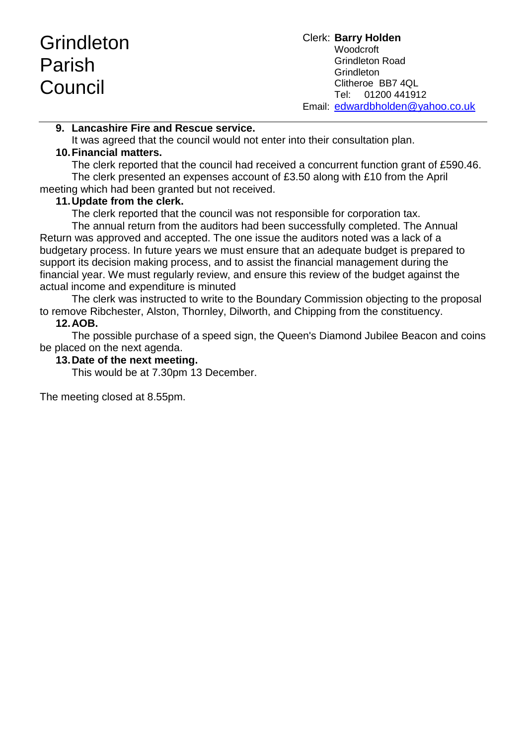# Grindleton Parish Council

Clerk: **Barry Holden**
Woodcroft
Grindleton Road
Grindleton
Clitheroe BB7 4QL
Tel: 01200 441912
Email: edwardbholden@yahoo.co.uk

---

9. **Lancashire Fire and Rescue service.**

   It was agreed that the council would not enter into their consultation plan.

10. **Financial matters.**

    The clerk reported that the council had received a concurrent function grant of £590.46.

    The clerk presented an expenses account of £3.50 along with £10 from the April meeting which had been granted but not received.

11. **Update from the clerk.**

    The clerk reported that the council was not responsible for corporation tax.

    The annual return from the auditors had been successfully completed. The Annual Return was approved and accepted. The one issue the auditors noted was a lack of a budgetary process. In future years we must ensure that an adequate budget is prepared to support its decision making process, and to assist the financial management during the financial year. We must regularly review, and ensure this review of the budget against the actual income and expenditure is minuted

    The clerk was instructed to write to the Boundary Commission objecting to the proposal to remove Ribchester, Alston, Thornley, Dilworth, and Chipping from the constituency.

12. **AOB.**

    The possible purchase of a speed sign, the Queen's Diamond Jubilee Beacon and coins be placed on the next agenda.

13. **Date of the next meeting.**

    This would be at 7.30pm 13 December.

The meeting closed at 8.55pm.